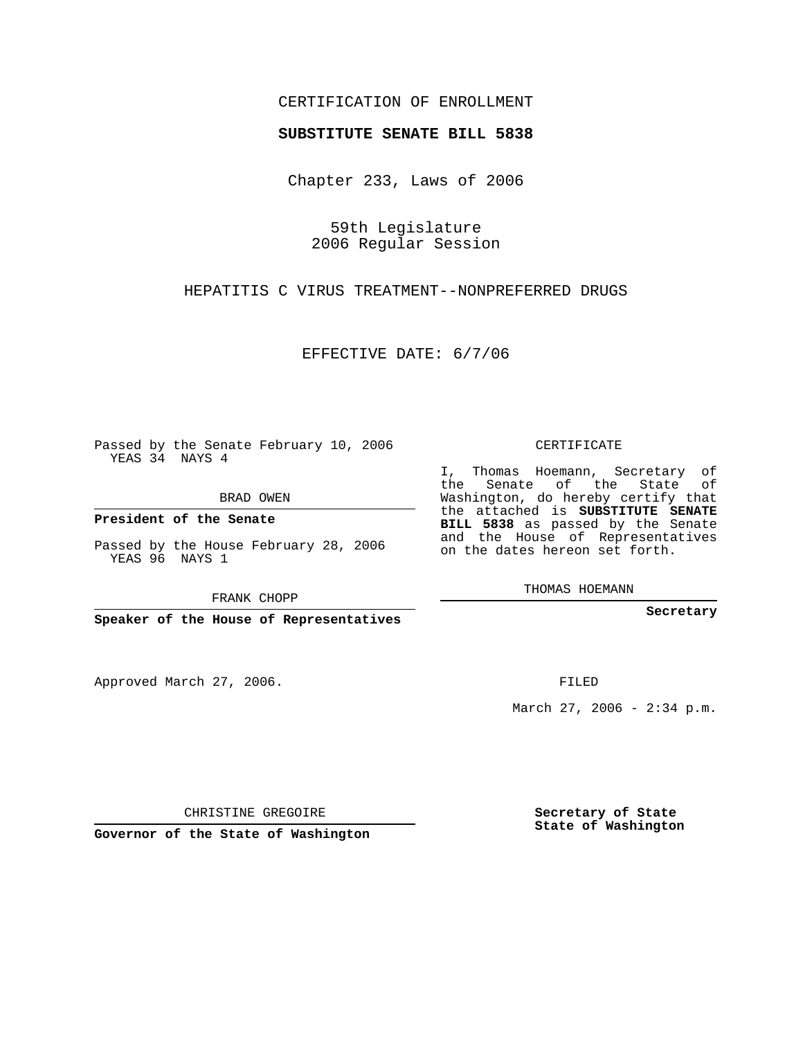CERTIFICATION OF ENROLLMENT

**SUBSTITUTE SENATE BILL 5838**

Chapter 233, Laws of 2006

59th Legislature
2006 Regular Session

HEPATITIS C VIRUS TREATMENT--NONPREFERRED DRUGS

EFFECTIVE DATE: 6/7/06

Passed by the Senate February 10, 2006
YEAS 34 NAYS 4

BRAD OWEN

**President of the Senate**

Passed by the House February 28, 2006
YEAS 96 NAYS 1

FRANK CHOPP

**Speaker of the House of Representatives**

Approved March 27, 2006.

CHRISTINE GREGOIRE

**Governor of the State of Washington**

CERTIFICATE

I, Thomas Hoemann, Secretary of the Senate of the State of Washington, do hereby certify that the attached is **SUBSTITUTE SENATE BILL 5838** as passed by the Senate and the House of Representatives on the dates hereon set forth.

THOMAS HOEMANN

**Secretary**

FILED

March 27, 2006 - 2:34 p.m.

**Secretary of State**
**State of Washington**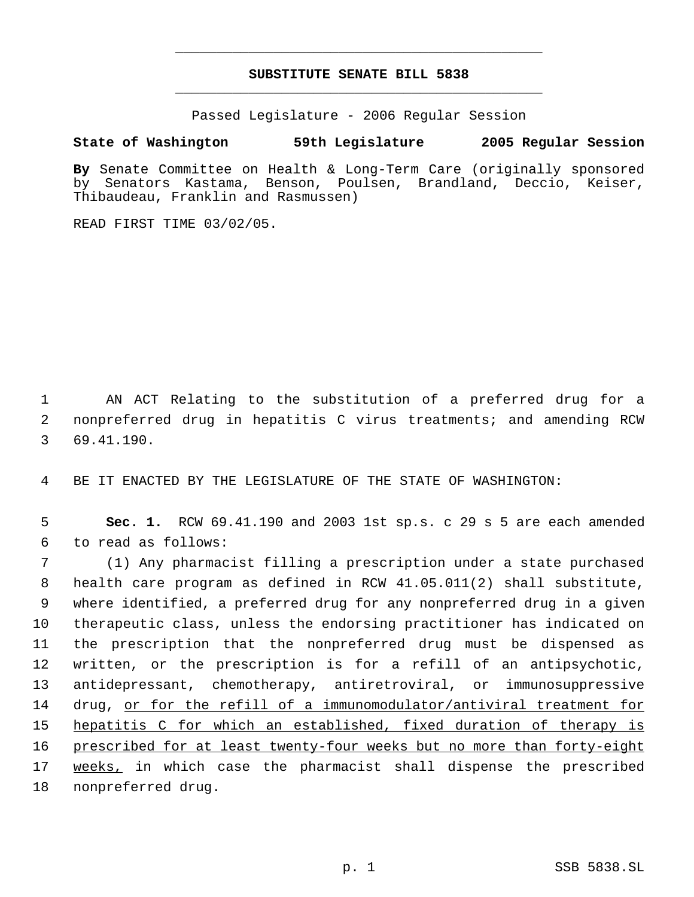# SUBSTITUTE SENATE BILL 5838

Passed Legislature - 2006 Regular Session

**State of Washington 59th Legislature 2005 Regular Session**

**By** Senate Committee on Health & Long-Term Care (originally sponsored by Senators Kastama, Benson, Poulsen, Brandland, Deccio, Keiser, Thibaudeau, Franklin and Rasmussen)

READ FIRST TIME 03/02/05.

AN ACT Relating to the substitution of a preferred drug for a nonpreferred drug in hepatitis C virus treatments; and amending RCW 69.41.190.

BE IT ENACTED BY THE LEGISLATURE OF THE STATE OF WASHINGTON:

**Sec. 1.** RCW 69.41.190 and 2003 1st sp.s. c 29 s 5 are each amended to read as follows:

(1) Any pharmacist filling a prescription under a state purchased health care program as defined in RCW 41.05.011(2) shall substitute, where identified, a preferred drug for any nonpreferred drug in a given therapeutic class, unless the endorsing practitioner has indicated on the prescription that the nonpreferred drug must be dispensed as written, or the prescription is for a refill of an antipsychotic, antidepressant, chemotherapy, antiretroviral, or immunosuppressive drug, <u>or for the refill of a immunomodulator/antiviral treatment for hepatitis C for which an established, fixed duration of therapy is prescribed for at least twenty-four weeks but no more than forty-eight weeks,</u> in which case the pharmacist shall dispense the prescribed nonpreferred drug.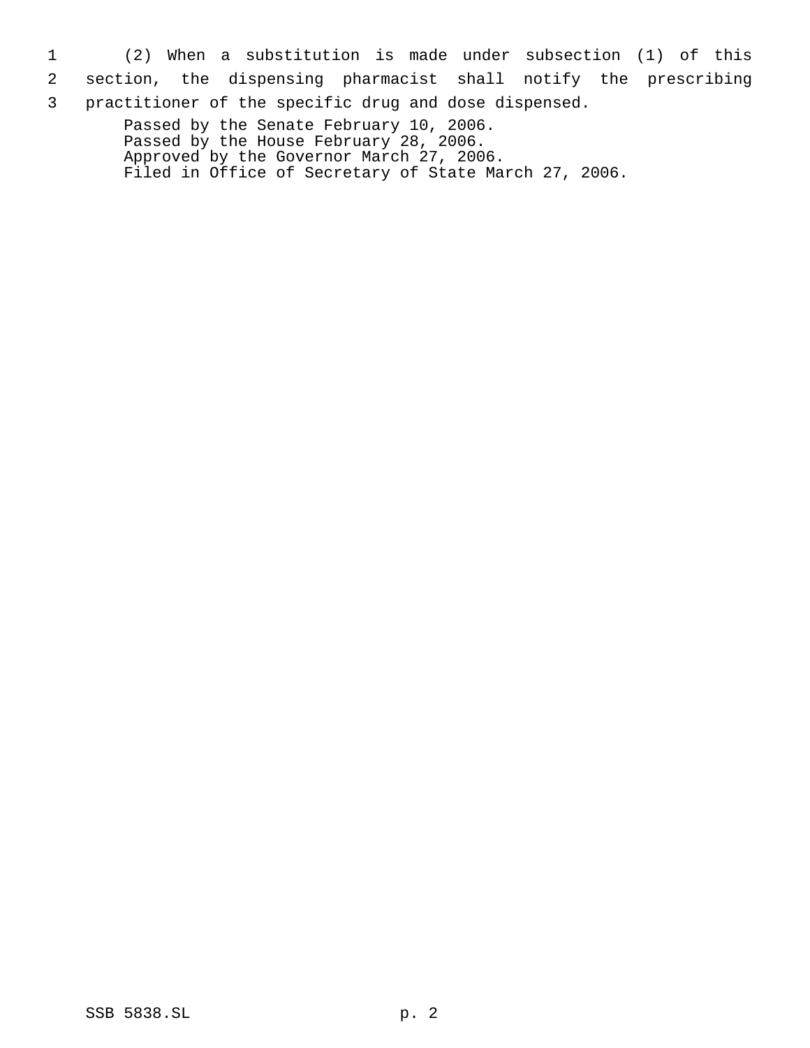(2) When a substitution is made under subsection (1) of this section, the dispensing pharmacist shall notify the prescribing practitioner of the specific drug and dose dispensed.

Passed by the Senate February 10, 2006.
Passed by the House February 28, 2006.
Approved by the Governor March 27, 2006.
Filed in Office of Secretary of State March 27, 2006.